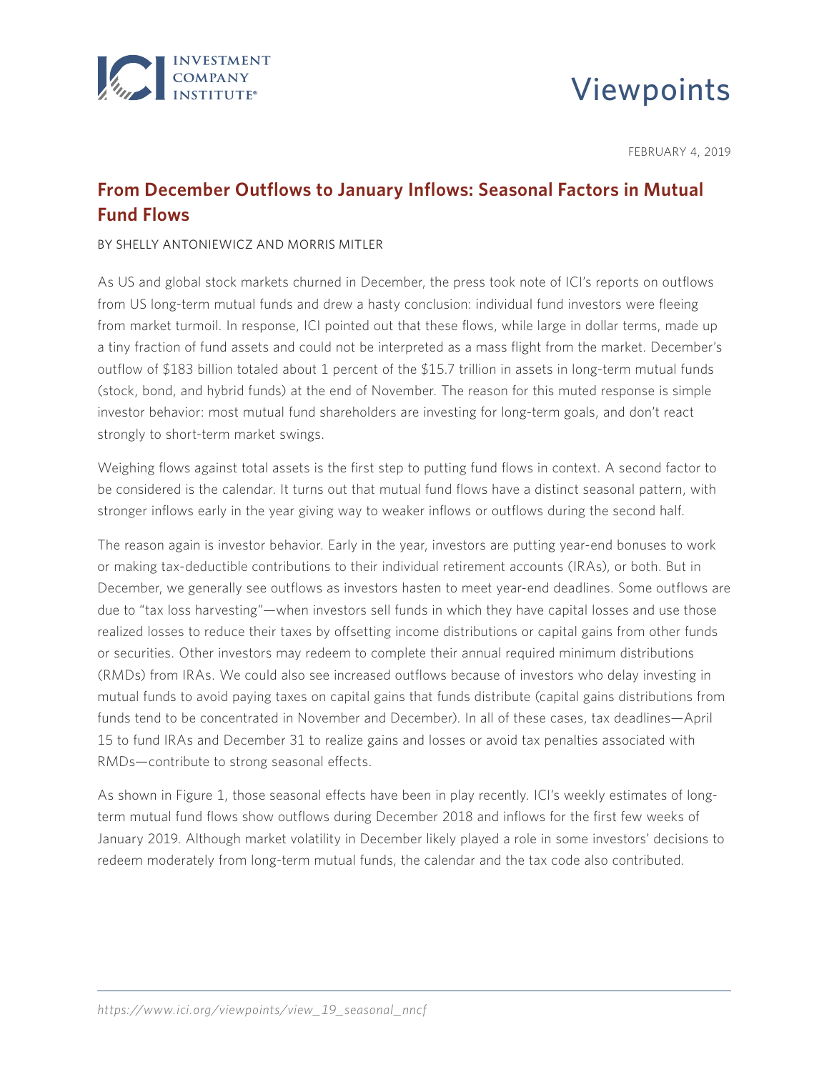# Viewpoints

FEBRUARY 4, 2019

## From December Outflows to January Inflows: Seasonal Factors in Mutual Fund Flows

BY SHELLY ANTONIEWICZ AND MORRIS MITLER

As US and global stock markets churned in December, the press took note of ICI's reports on outflows from US long-term mutual funds and drew a hasty conclusion: individual fund investors were fleeing from market turmoil. In response, ICI pointed out that these flows, while large in dollar terms, made up a tiny fraction of fund assets and could not be interpreted as a mass flight from the market. December's outflow of $183 billion totaled about 1 percent of the $15.7 trillion in assets in long-term mutual funds (stock, bond, and hybrid funds) at the end of November. The reason for this muted response is simple investor behavior: most mutual fund shareholders are investing for long-term goals, and don't react strongly to short-term market swings.

Weighing flows against total assets is the first step to putting fund flows in context. A second factor to be considered is the calendar. It turns out that mutual fund flows have a distinct seasonal pattern, with stronger inflows early in the year giving way to weaker inflows or outflows during the second half.

The reason again is investor behavior. Early in the year, investors are putting year-end bonuses to work or making tax-deductible contributions to their individual retirement accounts (IRAs), or both. But in December, we generally see outflows as investors hasten to meet year-end deadlines. Some outflows are due to "tax loss harvesting"—when investors sell funds in which they have capital losses and use those realized losses to reduce their taxes by offsetting income distributions or capital gains from other funds or securities. Other investors may redeem to complete their annual required minimum distributions (RMDs) from IRAs. We could also see increased outflows because of investors who delay investing in mutual funds to avoid paying taxes on capital gains that funds distribute (capital gains distributions from funds tend to be concentrated in November and December). In all of these cases, tax deadlines—April 15 to fund IRAs and December 31 to realize gains and losses or avoid tax penalties associated with RMDs—contribute to strong seasonal effects.

As shown in Figure 1, those seasonal effects have been in play recently. ICI's weekly estimates of long-term mutual fund flows show outflows during December 2018 and inflows for the first few weeks of January 2019. Although market volatility in December likely played a role in some investors' decisions to redeem moderately from long-term mutual funds, the calendar and the tax code also contributed.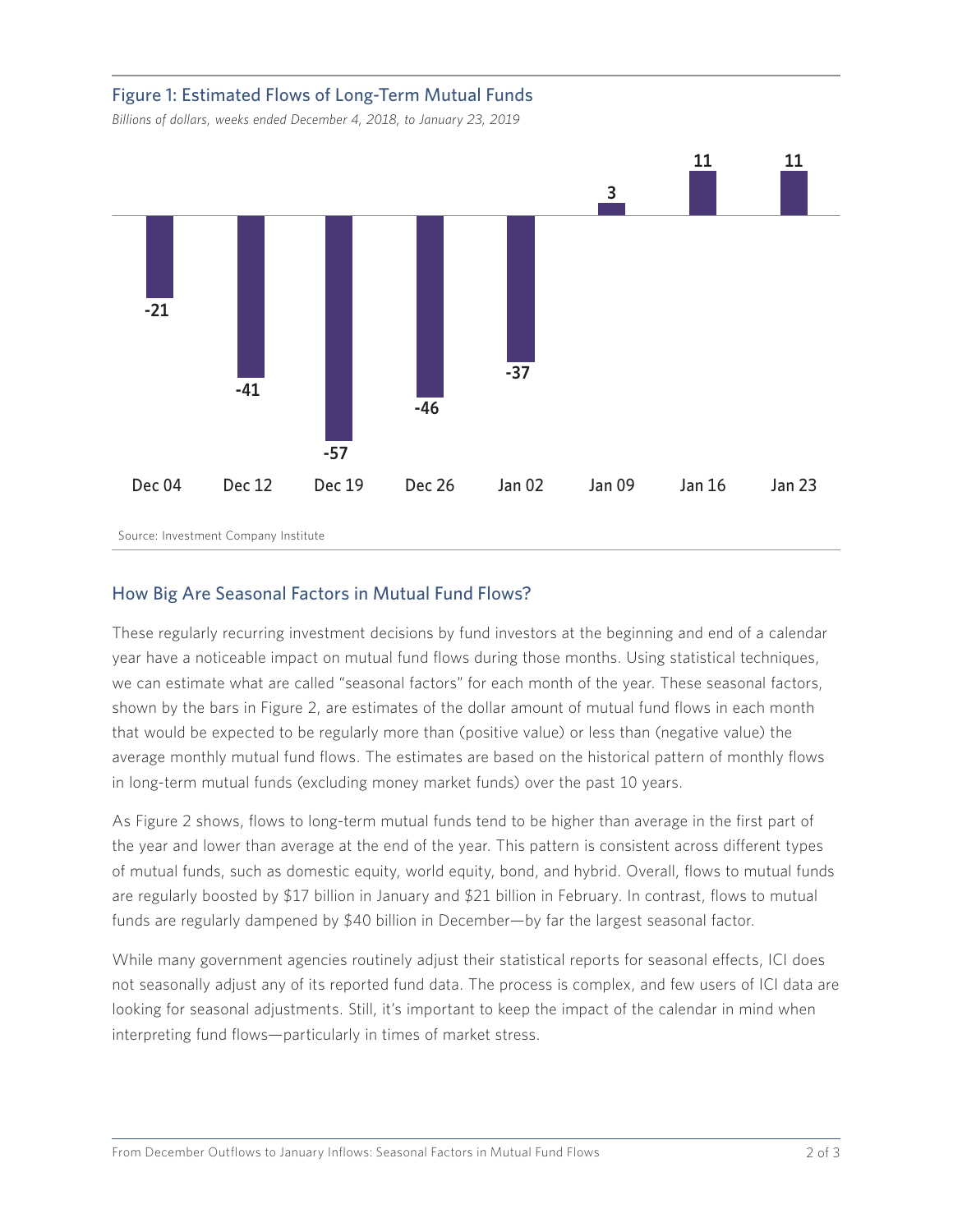## Figure 1: Estimated Flows of Long-Term Mutual Funds

*Billions of dollars, weeks ended December 4, 2018, to January 23, 2019*

| Dec 04 | Dec 12 | Dec 19 | Dec 26 | Jan 02 | Jan 09 | Jan 16 | Jan 23 |
|---|---|---|---|---|---|---|---|
| -21 | -41 | -57 | -46 | -37 | 3 | 11 | 11 |

Source: Investment Company Institute

## How Big Are Seasonal Factors in Mutual Fund Flows?

These regularly recurring investment decisions by fund investors at the beginning and end of a calendar year have a noticeable impact on mutual fund flows during those months. Using statistical techniques, we can estimate what are called "seasonal factors" for each month of the year. These seasonal factors, shown by the bars in Figure 2, are estimates of the dollar amount of mutual fund flows in each month that would be expected to be regularly more than (positive value) or less than (negative value) the average monthly mutual fund flows. The estimates are based on the historical pattern of monthly flows in long-term mutual funds (excluding money market funds) over the past 10 years.

As Figure 2 shows, flows to long-term mutual funds tend to be higher than average in the first part of the year and lower than average at the end of the year. This pattern is consistent across different types of mutual funds, such as domestic equity, world equity, bond, and hybrid. Overall, flows to mutual funds are regularly boosted by $17 billion in January and $21 billion in February. In contrast, flows to mutual funds are regularly dampened by $40 billion in December—by far the largest seasonal factor.

While many government agencies routinely adjust their statistical reports for seasonal effects, ICI does not seasonally adjust any of its reported fund data. The process is complex, and few users of ICI data are looking for seasonal adjustments. Still, it's important to keep the impact of the calendar in mind when interpreting fund flows—particularly in times of market stress.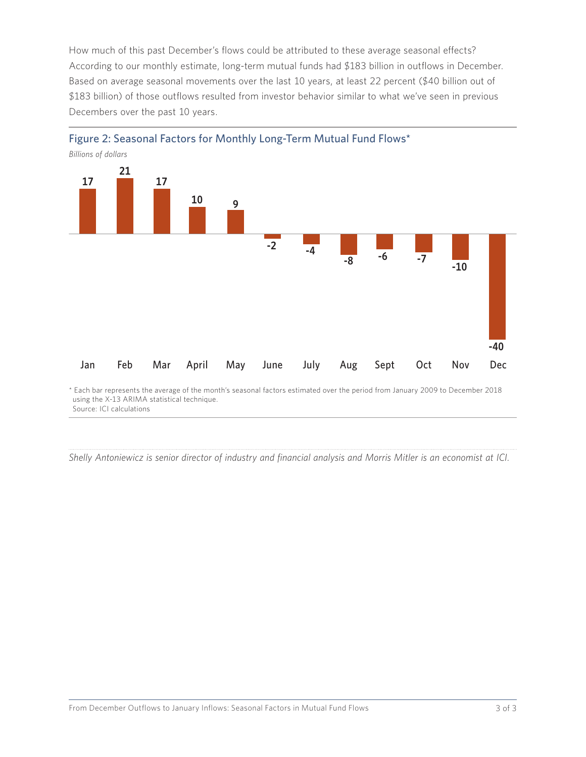How much of this past December's flows could be attributed to these average seasonal effects? According to our monthly estimate, long-term mutual funds had $183 billion in outflows in December. Based on average seasonal movements over the last 10 years, at least 22 percent ($40 billion out of $183 billion) of those outflows resulted from investor behavior similar to what we've seen in previous Decembers over the past 10 years.

### Figure 2: Seasonal Factors for Monthly Long-Term Mutual Fund Flows*

*Billions of dollars*

17
21
17
10
9
-2
-4
-8
-6
-7
-10
-40

Jan
Feb
Mar
April
May
June
July
Aug
Sept
Oct
Nov
Dec

\* Each bar represents the average of the month's seasonal factors estimated over the period from January 2009 to December 2018 using the X-13 ARIMA statistical technique.
Source: ICI calculations

---

*Shelly Antoniewicz is senior director of industry and financial analysis and Morris Mitler is an economist at ICI.*